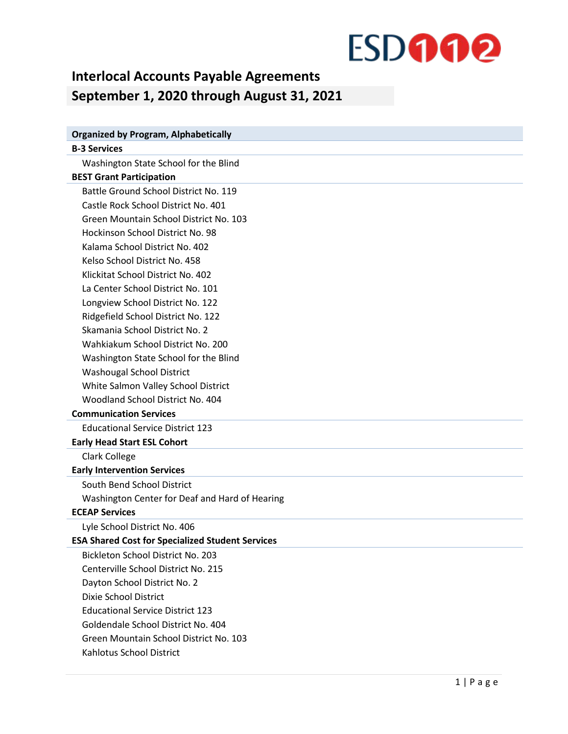# Interlocal Accounts Payable Agreements

## September 1, 2020 through August 31, 2021

**Organized by Program, Alphabetically**

**B-3 Services**

- Washington State School for the Blind

**BEST Grant Participation**

- Battle Ground School District No. 119
- Castle Rock School District No. 401
- Green Mountain School District No. 103
- Hockinson School District No. 98
- Kalama School District No. 402
- Kelso School District No. 458
- Klickitat School District No. 402
- La Center School District No. 101
- Longview School District No. 122
- Ridgefield School District No. 122
- Skamania School District No. 2
- Wahkiakum School District No. 200
- Washington State School for the Blind
- Washougal School District
- White Salmon Valley School District
- Woodland School District No. 404

**Communication Services**

- Educational Service District 123

**Early Head Start ESL Cohort**

- Clark College

**Early Intervention Services**

- South Bend School District
- Washington Center for Deaf and Hard of Hearing

**ECEAP Services**

- Lyle School District No. 406

**ESA Shared Cost for Specialized Student Services**

- Bickleton School District No. 203
- Centerville School District No. 215
- Dayton School District No. 2
- Dixie School District
- Educational Service District 123
- Goldendale School District No. 404
- Green Mountain School District No. 103
- Kahlotus School District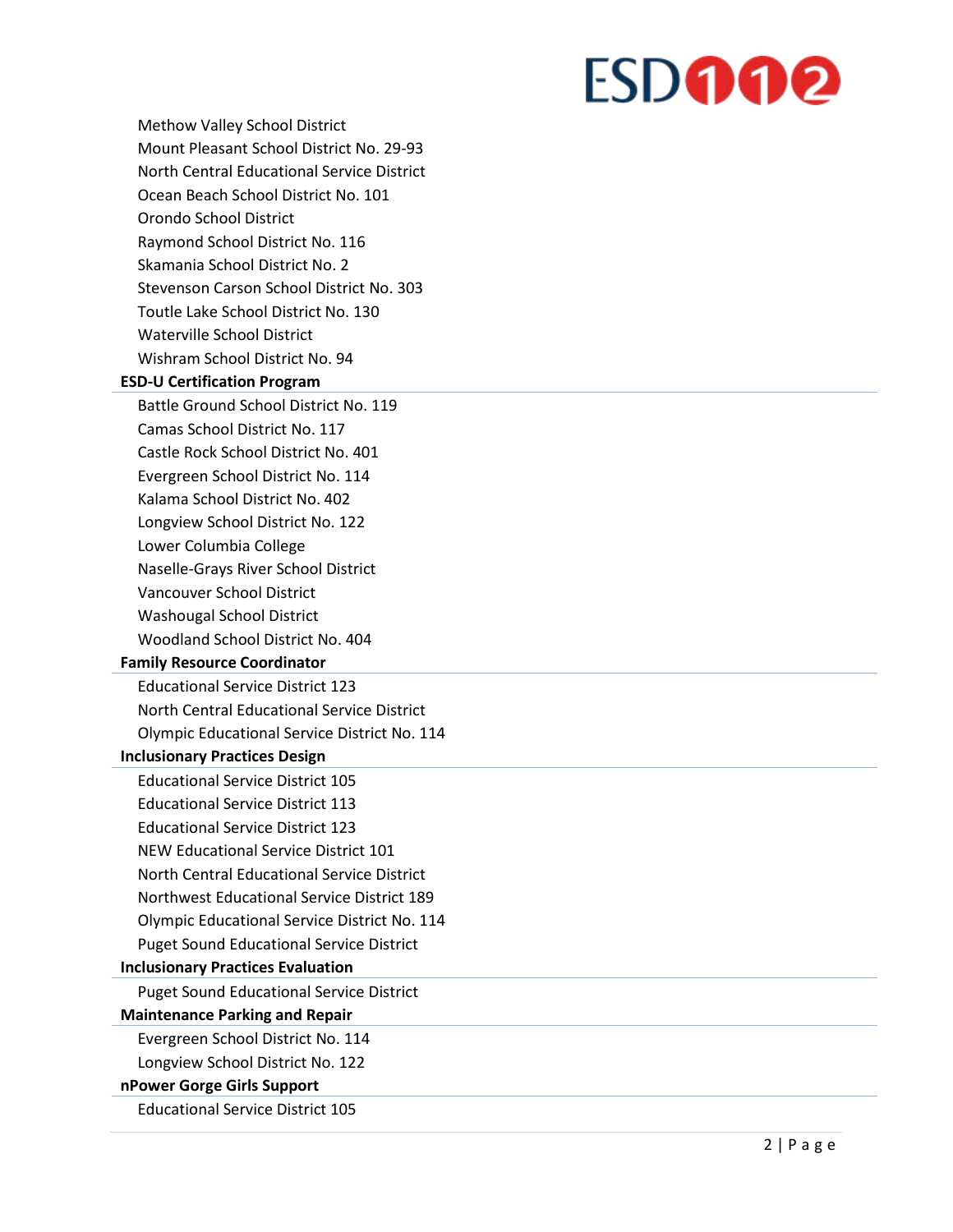- Methow Valley School District
- Mount Pleasant School District No. 29-93
- North Central Educational Service District
- Ocean Beach School District No. 101
- Orondo School District
- Raymond School District No. 116
- Skamania School District No. 2
- Stevenson Carson School District No. 303
- Toutle Lake School District No. 130
- Waterville School District
- Wishram School District No. 94

**ESD-U Certification Program**

- Battle Ground School District No. 119
- Camas School District No. 117
- Castle Rock School District No. 401
- Evergreen School District No. 114
- Kalama School District No. 402
- Longview School District No. 122
- Lower Columbia College
- Naselle-Grays River School District
- Vancouver School District
- Washougal School District
- Woodland School District No. 404

**Family Resource Coordinator**

- Educational Service District 123
- North Central Educational Service District
- Olympic Educational Service District No. 114

**Inclusionary Practices Design**

- Educational Service District 105
- Educational Service District 113
- Educational Service District 123
- NEW Educational Service District 101
- North Central Educational Service District
- Northwest Educational Service District 189
- Olympic Educational Service District No. 114
- Puget Sound Educational Service District

**Inclusionary Practices Evaluation**

- Puget Sound Educational Service District

**Maintenance Parking and Repair**

- Evergreen School District No. 114
- Longview School District No. 122

**nPower Gorge Girls Support**

- Educational Service District 105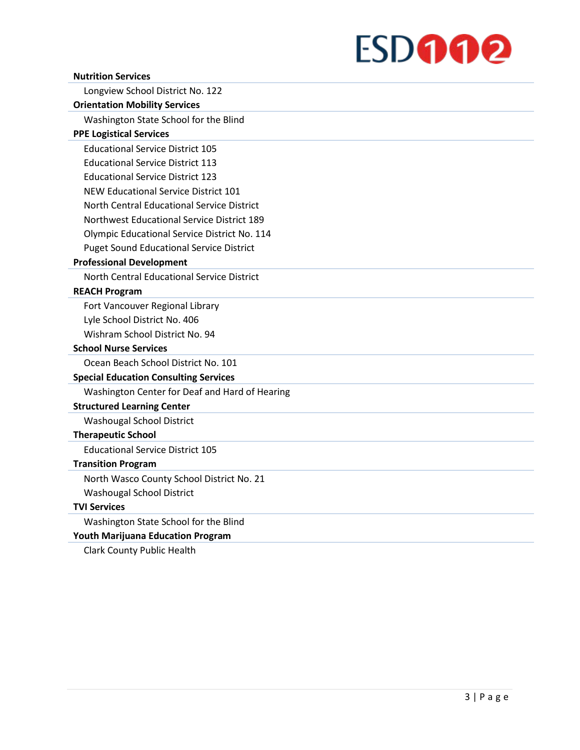**Nutrition Services**

Longview School District No. 122

**Orientation Mobility Services**

Washington State School for the Blind

**PPE Logistical Services**

Educational Service District 105
Educational Service District 113
Educational Service District 123
NEW Educational Service District 101
North Central Educational Service District
Northwest Educational Service District 189
Olympic Educational Service District No. 114
Puget Sound Educational Service District

**Professional Development**

North Central Educational Service District

**REACH Program**

Fort Vancouver Regional Library
Lyle School District No. 406
Wishram School District No. 94

**School Nurse Services**

Ocean Beach School District No. 101

**Special Education Consulting Services**

Washington Center for Deaf and Hard of Hearing

**Structured Learning Center**

Washougal School District

**Therapeutic School**

Educational Service District 105

**Transition Program**

North Wasco County School District No. 21
Washougal School District

**TVI Services**

Washington State School for the Blind

**Youth Marijuana Education Program**

Clark County Public Health